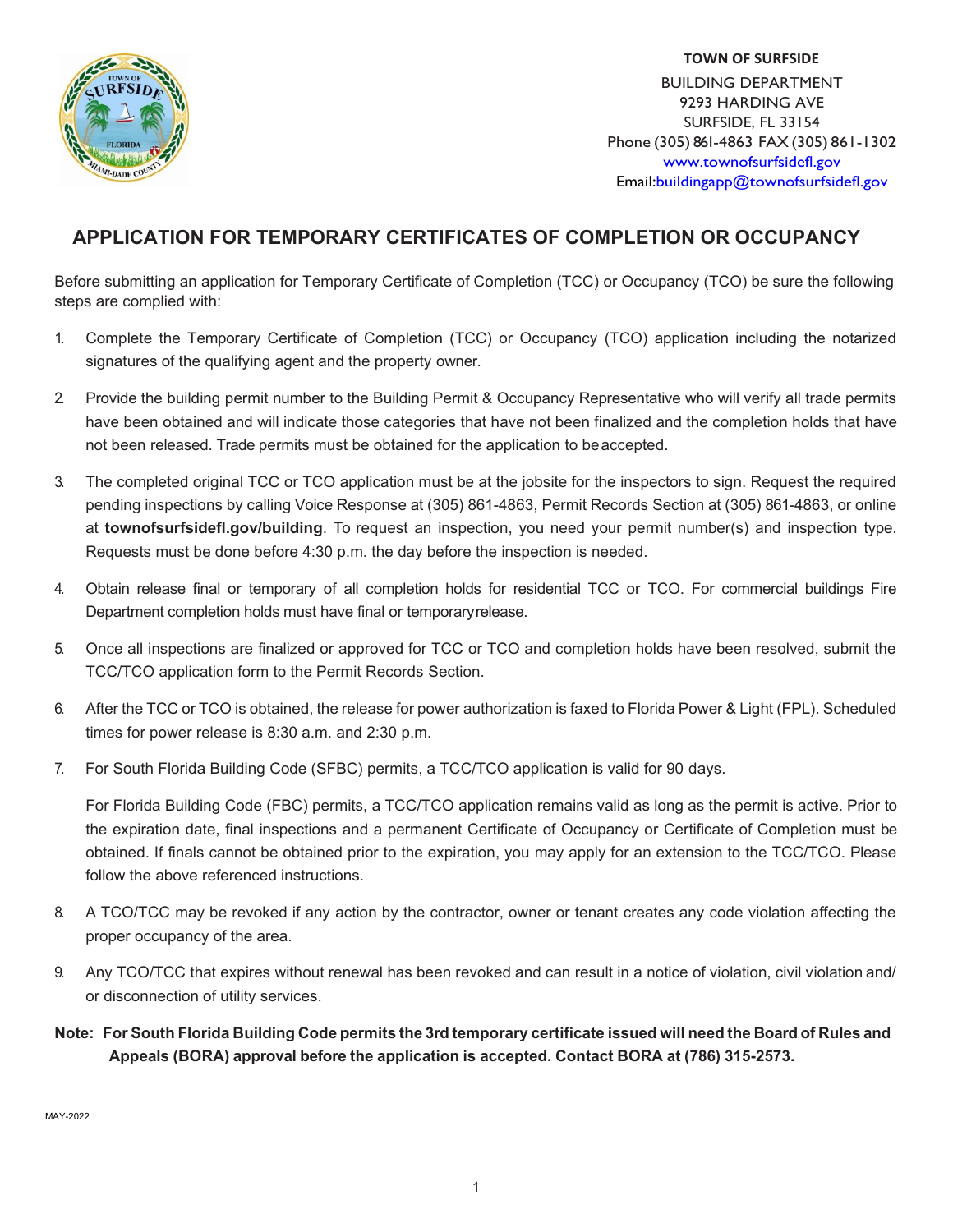**TOWN OF SURFSIDE**

BUILDING DEPARTMENT
9293 HARDING AVE
SURFSIDE, FL 33154
Phone (305) 861-4863 FAX (305) 861-1302
www.townofsurfsidefl.gov
Email:buildingapp@townofsurfsidefl.gov

# APPLICATION FOR TEMPORARY CERTIFICATES OF COMPLETION OR OCCUPANCY

Before submitting an application for Temporary Certificate of Completion (TCC) or Occupancy (TCO) be sure the following steps are complied with:

1. Complete the Temporary Certificate of Completion (TCC) or Occupancy (TCO) application including the notarized signatures of the qualifying agent and the property owner.

2. Provide the building permit number to the Building Permit & Occupancy Representative who will verify all trade permits have been obtained and will indicate those categories that have not been finalized and the completion holds that have not been released. Trade permits must be obtained for the application to be accepted.

3. The completed original TCC or TCO application must be at the jobsite for the inspectors to sign. Request the required pending inspections by calling Voice Response at (305) 861-4863, Permit Records Section at (305) 861-4863, or online at **townofsurfsidefl.gov/building**. To request an inspection, you need your permit number(s) and inspection type. Requests must be done before 4:30 p.m. the day before the inspection is needed.

4. Obtain release final or temporary of all completion holds for residential TCC or TCO. For commercial buildings Fire Department completion holds must have final or temporary release.

5. Once all inspections are finalized or approved for TCC or TCO and completion holds have been resolved, submit the TCC/TCO application form to the Permit Records Section.

6. After the TCC or TCO is obtained, the release for power authorization is faxed to Florida Power & Light (FPL). Scheduled times for power release is 8:30 a.m. and 2:30 p.m.

7. For South Florida Building Code (SFBC) permits, a TCC/TCO application is valid for 90 days.

   For Florida Building Code (FBC) permits, a TCC/TCO application remains valid as long as the permit is active. Prior to the expiration date, final inspections and a permanent Certificate of Occupancy or Certificate of Completion must be obtained. If finals cannot be obtained prior to the expiration, you may apply for an extension to the TCC/TCO. Please follow the above referenced instructions.

8. A TCO/TCC may be revoked if any action by the contractor, owner or tenant creates any code violation affecting the proper occupancy of the area.

9. Any TCO/TCC that expires without renewal has been revoked and can result in a notice of violation, civil violation and/or disconnection of utility services.

**Note: For South Florida Building Code permits the 3rd temporary certificate issued will need the Board of Rules and Appeals (BORA) approval before the application is accepted. Contact BORA at (786) 315-2573.**

MAY-2022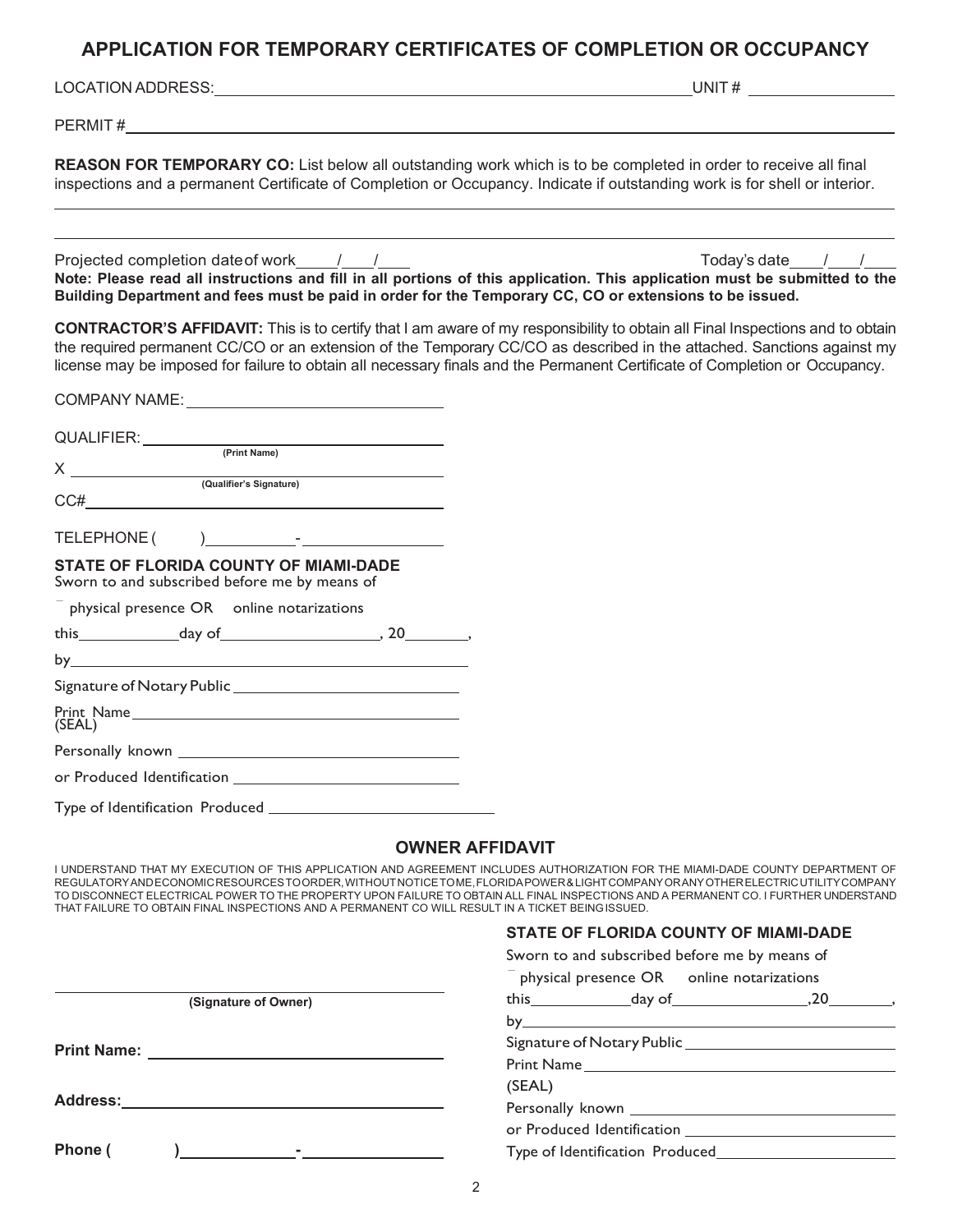## APPLICATION FOR TEMPORARY CERTIFICATES OF COMPLETION OR OCCUPANCY

LOCATION ADDRESS: ______________________________________________ UNIT # ____________

PERMIT # ______________________________________________________________

**REASON FOR TEMPORARY CO:** List below all outstanding work which is to be completed in order to receive all final inspections and a permanent Certificate of Completion or Occupancy. Indicate if outstanding work is for shell or interior.

______________________________________________________________

______________________________________________________________

Projected completion date of work ____/____/____ Today's date ____/____/____

**Note: Please read all instructions and fill in all portions of this application. This application must be submitted to the Building Department and fees must be paid in order for the Temporary CC, CO or extensions to be issued.**

**CONTRACTOR'S AFFIDAVIT:** This is to certify that I am aware of my responsibility to obtain all Final Inspections and to obtain the required permanent CC/CO or an extension of the Temporary CC/CO as described in the attached. Sanctions against my license may be imposed for failure to obtain all necessary finals and the Permanent Certificate of Completion or Occupancy.

COMPANY NAME: ______________________________

QUALIFIER: ______________________________
(Print Name)

X ______________________________
(Qualifier's Signature)

CC# ______________________________

TELEPHONE ( ) ______ - ________

**STATE OF FLORIDA COUNTY OF MIAMI-DADE**

Sworn to and subscribed before me by means of

☐ physical presence OR ☐ online notarizations

this ________ day of ____________, 20______,

by ______________________________

Signature of Notary Public ______________________________

Print Name ______________________________

(SEAL)

Personally known ______________________________

or Produced Identification ______________________________

Type of Identification Produced ______________________________

## OWNER AFFIDAVIT

I UNDERSTAND THAT MY EXECUTION OF THIS APPLICATION AND AGREEMENT INCLUDES AUTHORIZATION FOR THE MIAMI-DADE COUNTY DEPARTMENT OF REGULATORY AND ECONOMIC RESOURCES TO ORDER, WITHOUT NOTICE TO ME, FLORIDA POWER & LIGHT COMPANY OR ANY OTHER ELECTRIC UTILITY COMPANY TO DISCONNECT ELECTRICAL POWER TO THE PROPERTY UPON FAILURE TO OBTAIN ALL FINAL INSPECTIONS AND A PERMANENT CO. I FURTHER UNDERSTAND THAT FAILURE TO OBTAIN FINAL INSPECTIONS AND A PERMANENT CO WILL RESULT IN A TICKET BEING ISSUED.

______________________________
**(Signature of Owner)**

**Print Name:** ______________________________

**Address:** ______________________________

**Phone (** **)** ______ - ________

**STATE OF FLORIDA COUNTY OF MIAMI-DADE**

Sworn to and subscribed before me by means of

☐ physical presence OR ☐ online notarizations

this ________ day of ____________, 20______,

by ______________________________

Signature of Notary Public ______________________________

Print Name ______________________________

(SEAL)

Personally known ______________________________

or Produced Identification ______________________________

Type of Identification Produced ______________________________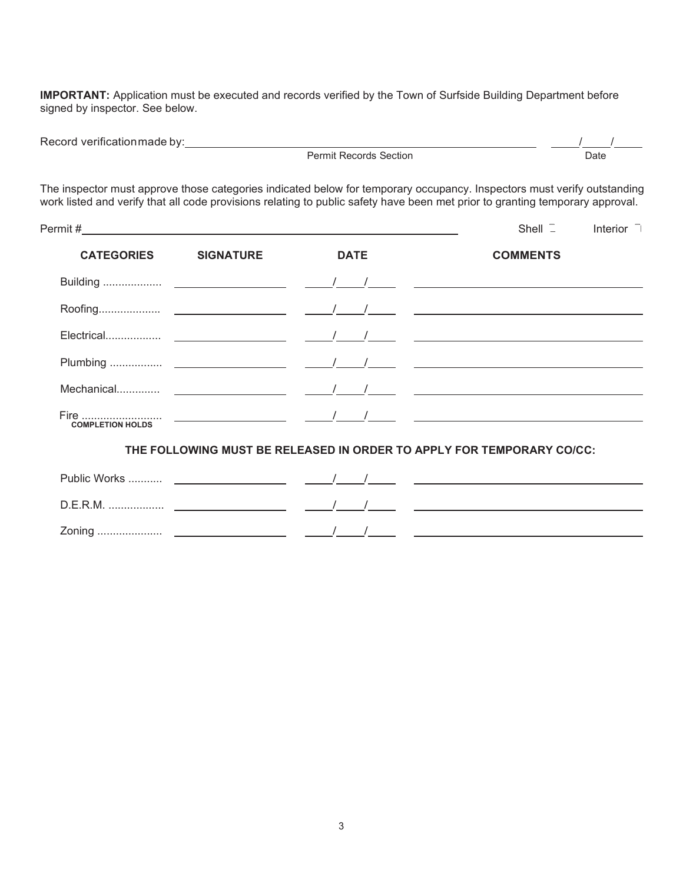**IMPORTANT:** Application must be executed and records verified by the Town of Surfside Building Department before signed by inspector. See below.

Record verification made by: ______________________________ ____/____/____

Permit Records Section — Date

The inspector must approve those categories indicated below for temporary occupancy. Inspectors must verify outstanding work listed and verify that all code provisions relating to public safety have been met prior to granting temporary approval.

Permit # ______________________________ Shell ☐ Interior ☐

| CATEGORIES | SIGNATURE | DATE | COMMENTS |
|---|---|---|---|
| Building .................. | | ____/____/____ | |
| Roofing................... | | ____/____/____ | |
| Electrical................. | | ____/____/____ | |
| Plumbing ................ | | ____/____/____ | |
| Mechanical............. | | ____/____/____ | |
| Fire .......................... **COMPLETION HOLDS** | | ____/____/____ | |

**THE FOLLOWING MUST BE RELEASED IN ORDER TO APPLY FOR TEMPORARY CO/CC:**

| | | | |
|---|---|---|---|
| Public Works ........... | | ____/____/____ | |
| D.E.R.M. .................. | | ____/____/____ | |
| Zoning ..................... | | ____/____/____ | |